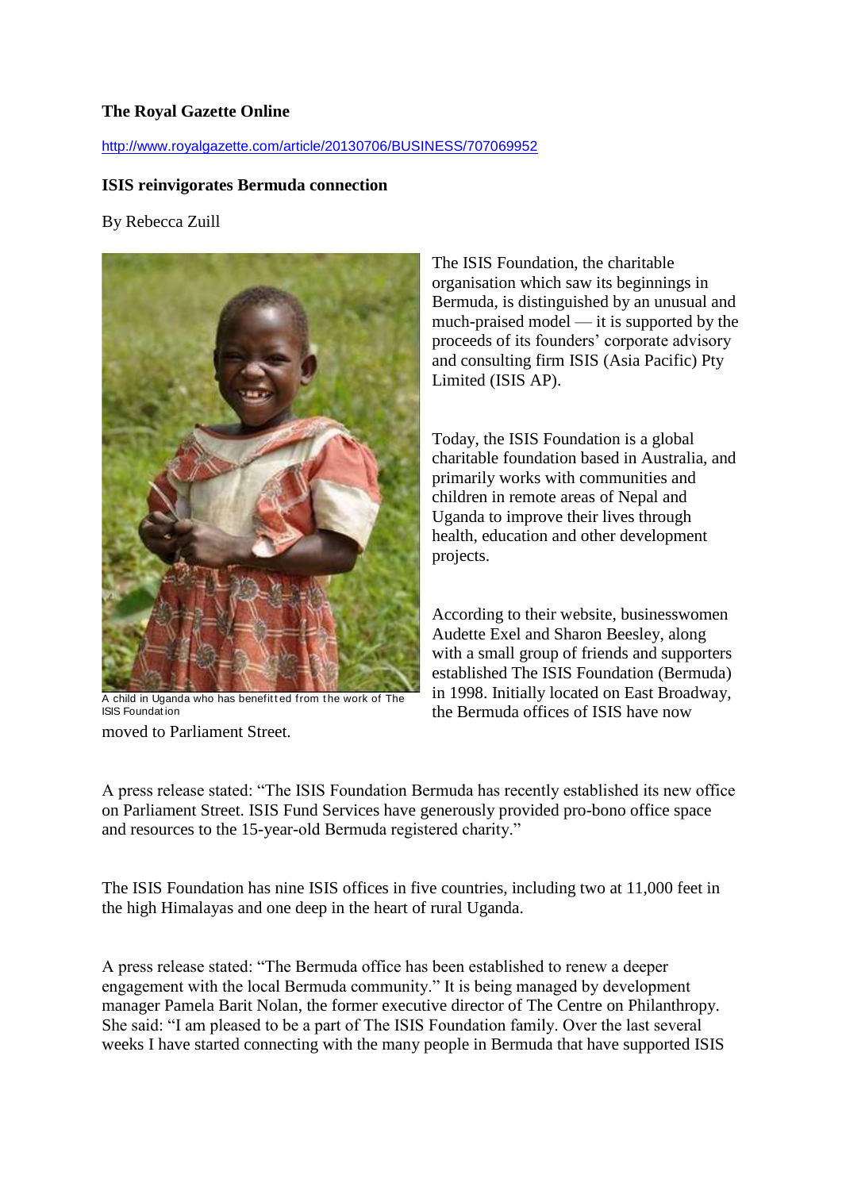**The Royal Gazette Online**

http://www.royalgazette.com/article/20130706/BUSINESS/707069952

**ISIS reinvigorates Bermuda connection**

By Rebecca Zuill

A child in Uganda who has benefitted from the work of The ISIS Foundation

The ISIS Foundation, the charitable organisation which saw its beginnings in Bermuda, is distinguished by an unusual and much-praised model — it is supported by the proceeds of its founders' corporate advisory and consulting firm ISIS (Asia Pacific) Pty Limited (ISIS AP).

Today, the ISIS Foundation is a global charitable foundation based in Australia, and primarily works with communities and children in remote areas of Nepal and Uganda to improve their lives through health, education and other development projects.

According to their website, businesswomen Audette Exel and Sharon Beesley, along with a small group of friends and supporters established The ISIS Foundation (Bermuda) in 1998. Initially located on East Broadway, the Bermuda offices of ISIS have now moved to Parliament Street.

A press release stated: "The ISIS Foundation Bermuda has recently established its new office on Parliament Street. ISIS Fund Services have generously provided pro-bono office space and resources to the 15-year-old Bermuda registered charity."

The ISIS Foundation has nine ISIS offices in five countries, including two at 11,000 feet in the high Himalayas and one deep in the heart of rural Uganda.

A press release stated: "The Bermuda office has been established to renew a deeper engagement with the local Bermuda community." It is being managed by development manager Pamela Barit Nolan, the former executive director of The Centre on Philanthropy. She said: "I am pleased to be a part of The ISIS Foundation family. Over the last several weeks I have started connecting with the many people in Bermuda that have supported ISIS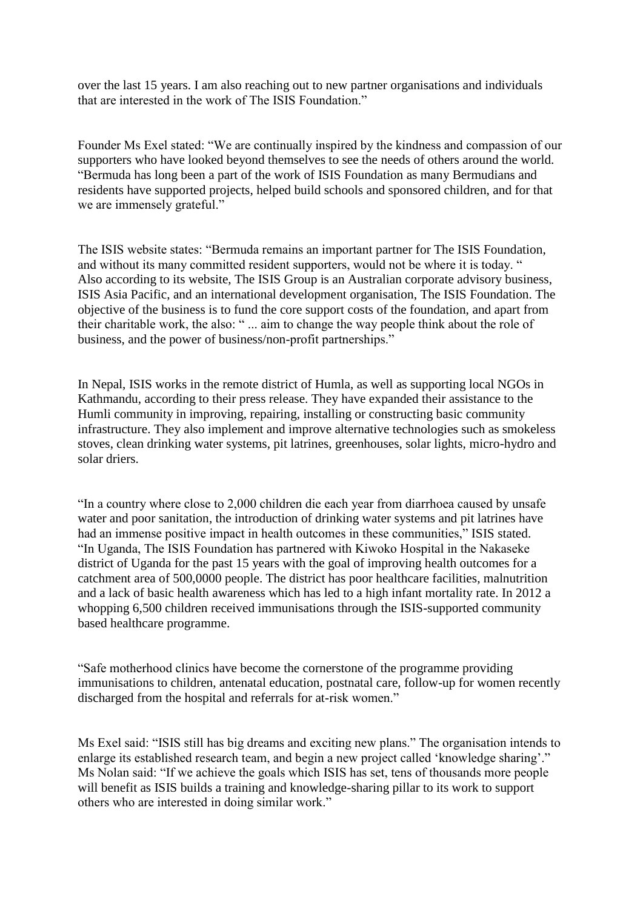over the last 15 years. I am also reaching out to new partner organisations and individuals that are interested in the work of The ISIS Foundation."

Founder Ms Exel stated: "We are continually inspired by the kindness and compassion of our supporters who have looked beyond themselves to see the needs of others around the world. "Bermuda has long been a part of the work of ISIS Foundation as many Bermudians and residents have supported projects, helped build schools and sponsored children, and for that we are immensely grateful."

The ISIS website states: "Bermuda remains an important partner for The ISIS Foundation, and without its many committed resident supporters, would not be where it is today. " Also according to its website, The ISIS Group is an Australian corporate advisory business, ISIS Asia Pacific, and an international development organisation, The ISIS Foundation. The objective of the business is to fund the core support costs of the foundation, and apart from their charitable work, the also: " ... aim to change the way people think about the role of business, and the power of business/non-profit partnerships."

In Nepal, ISIS works in the remote district of Humla, as well as supporting local NGOs in Kathmandu, according to their press release. They have expanded their assistance to the Humli community in improving, repairing, installing or constructing basic community infrastructure. They also implement and improve alternative technologies such as smokeless stoves, clean drinking water systems, pit latrines, greenhouses, solar lights, micro-hydro and solar driers.

"In a country where close to 2,000 children die each year from diarrhoea caused by unsafe water and poor sanitation, the introduction of drinking water systems and pit latrines have had an immense positive impact in health outcomes in these communities," ISIS stated. "In Uganda, The ISIS Foundation has partnered with Kiwoko Hospital in the Nakaseke district of Uganda for the past 15 years with the goal of improving health outcomes for a catchment area of 500,0000 people. The district has poor healthcare facilities, malnutrition and a lack of basic health awareness which has led to a high infant mortality rate. In 2012 a whopping 6,500 children received immunisations through the ISIS-supported community based healthcare programme.

"Safe motherhood clinics have become the cornerstone of the programme providing immunisations to children, antenatal education, postnatal care, follow-up for women recently discharged from the hospital and referrals for at-risk women."

Ms Exel said: "ISIS still has big dreams and exciting new plans." The organisation intends to enlarge its established research team, and begin a new project called 'knowledge sharing'." Ms Nolan said: "If we achieve the goals which ISIS has set, tens of thousands more people will benefit as ISIS builds a training and knowledge-sharing pillar to its work to support others who are interested in doing similar work."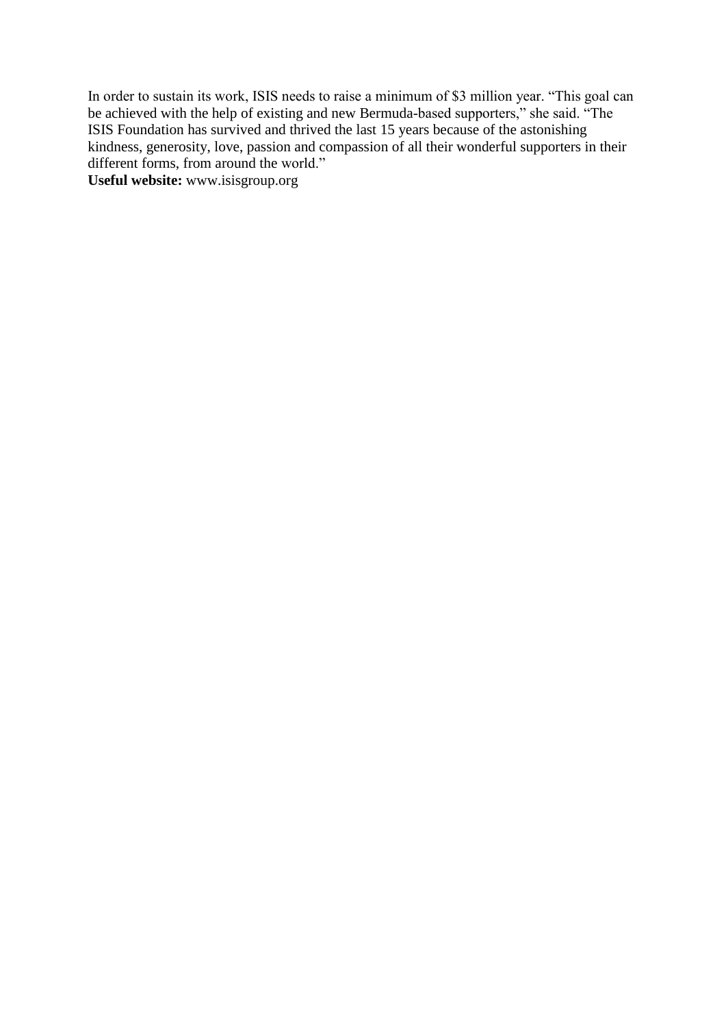In order to sustain its work, ISIS needs to raise a minimum of $3 million year. “This goal can be achieved with the help of existing and new Bermuda-based supporters,” she said. “The ISIS Foundation has survived and thrived the last 15 years because of the astonishing kindness, generosity, love, passion and compassion of all their wonderful supporters in their different forms, from around the world.”

**Useful website:** www.isisgroup.org